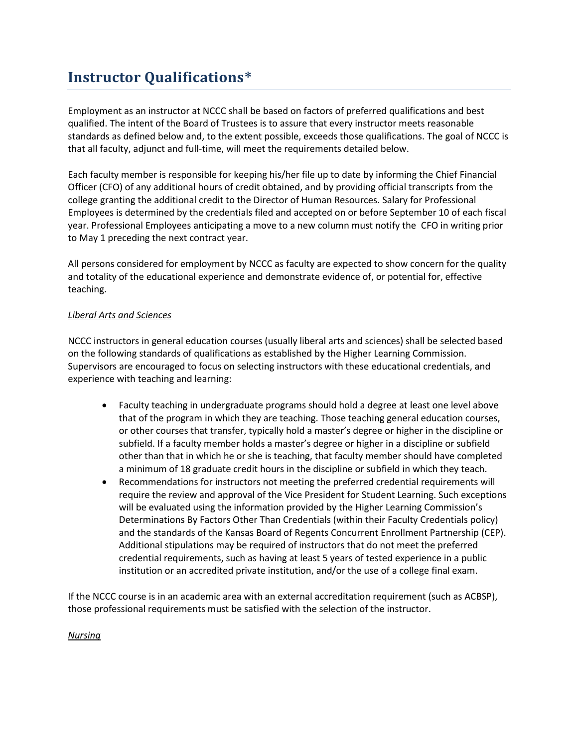# Instructor Qualifications*

Employment as an instructor at NCCC shall be based on factors of preferred qualifications and best qualified. The intent of the Board of Trustees is to assure that every instructor meets reasonable standards as defined below and, to the extent possible, exceeds those qualifications. The goal of NCCC is that all faculty, adjunct and full-time, will meet the requirements detailed below.

Each faculty member is responsible for keeping his/her file up to date by informing the Chief Financial Officer (CFO) of any additional hours of credit obtained, and by providing official transcripts from the college granting the additional credit to the Director of Human Resources. Salary for Professional Employees is determined by the credentials filed and accepted on or before September 10 of each fiscal year. Professional Employees anticipating a move to a new column must notify the CFO in writing prior to May 1 preceding the next contract year.

All persons considered for employment by NCCC as faculty are expected to show concern for the quality and totality of the educational experience and demonstrate evidence of, or potential for, effective teaching.

*Liberal Arts and Sciences*

NCCC instructors in general education courses (usually liberal arts and sciences) shall be selected based on the following standards of qualifications as established by the Higher Learning Commission. Supervisors are encouraged to focus on selecting instructors with these educational credentials, and experience with teaching and learning:

- Faculty teaching in undergraduate programs should hold a degree at least one level above that of the program in which they are teaching. Those teaching general education courses, or other courses that transfer, typically hold a master's degree or higher in the discipline or subfield. If a faculty member holds a master's degree or higher in a discipline or subfield other than that in which he or she is teaching, that faculty member should have completed a minimum of 18 graduate credit hours in the discipline or subfield in which they teach.
- Recommendations for instructors not meeting the preferred credential requirements will require the review and approval of the Vice President for Student Learning. Such exceptions will be evaluated using the information provided by the Higher Learning Commission's Determinations By Factors Other Than Credentials (within their Faculty Credentials policy) and the standards of the Kansas Board of Regents Concurrent Enrollment Partnership (CEP). Additional stipulations may be required of instructors that do not meet the preferred credential requirements, such as having at least 5 years of tested experience in a public institution or an accredited private institution, and/or the use of a college final exam.

If the NCCC course is in an academic area with an external accreditation requirement (such as ACBSP), those professional requirements must be satisfied with the selection of the instructor.

*Nursing*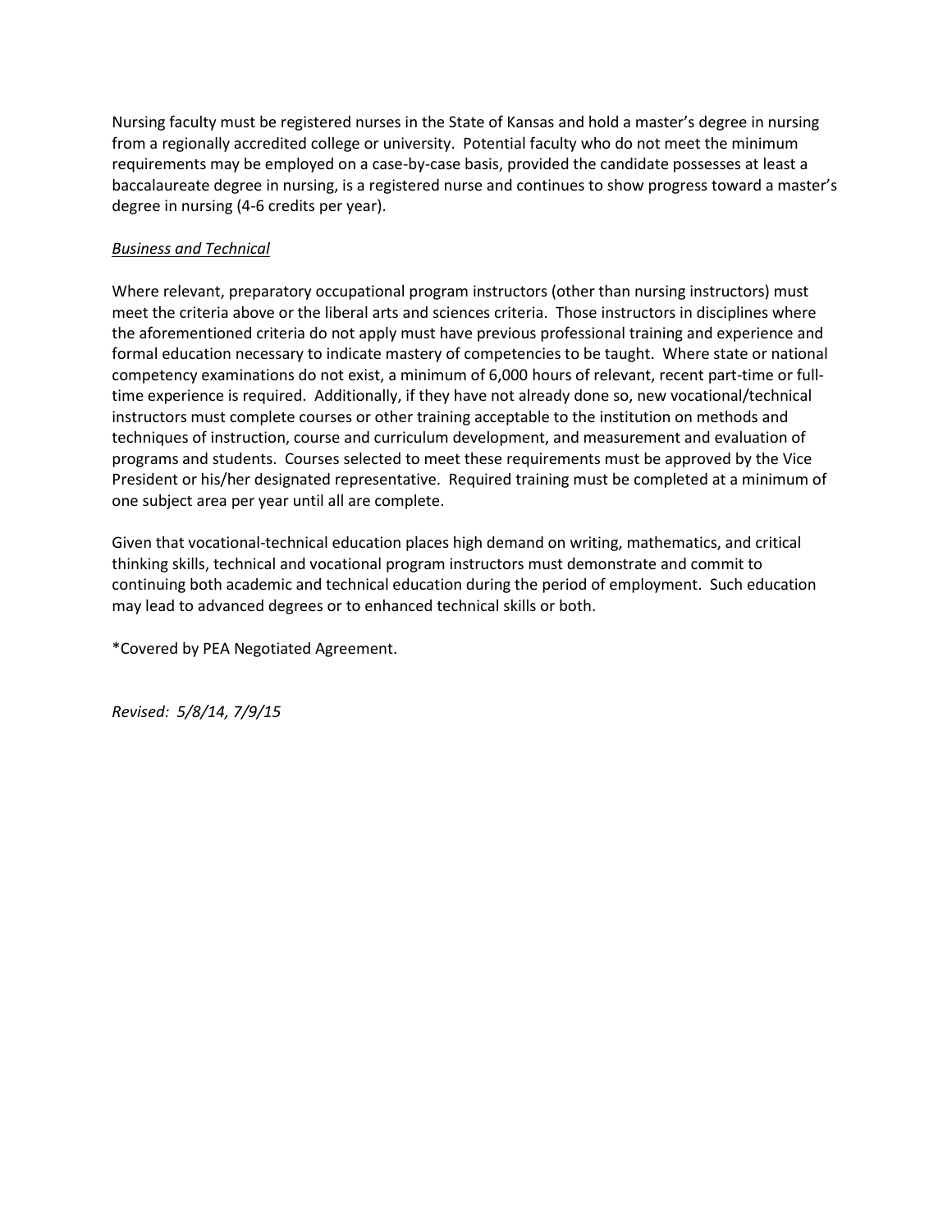Nursing faculty must be registered nurses in the State of Kansas and hold a master's degree in nursing from a regionally accredited college or university. Potential faculty who do not meet the minimum requirements may be employed on a case-by-case basis, provided the candidate possesses at least a baccalaureate degree in nursing, is a registered nurse and continues to show progress toward a master's degree in nursing (4-6 credits per year).

*<u>Business and Technical</u>*

Where relevant, preparatory occupational program instructors (other than nursing instructors) must meet the criteria above or the liberal arts and sciences criteria. Those instructors in disciplines where the aforementioned criteria do not apply must have previous professional training and experience and formal education necessary to indicate mastery of competencies to be taught. Where state or national competency examinations do not exist, a minimum of 6,000 hours of relevant, recent part-time or full-time experience is required. Additionally, if they have not already done so, new vocational/technical instructors must complete courses or other training acceptable to the institution on methods and techniques of instruction, course and curriculum development, and measurement and evaluation of programs and students. Courses selected to meet these requirements must be approved by the Vice President or his/her designated representative. Required training must be completed at a minimum of one subject area per year until all are complete.

Given that vocational-technical education places high demand on writing, mathematics, and critical thinking skills, technical and vocational program instructors must demonstrate and commit to continuing both academic and technical education during the period of employment. Such education may lead to advanced degrees or to enhanced technical skills or both.

*Covered by PEA Negotiated Agreement.

*Revised: 5/8/14, 7/9/15*